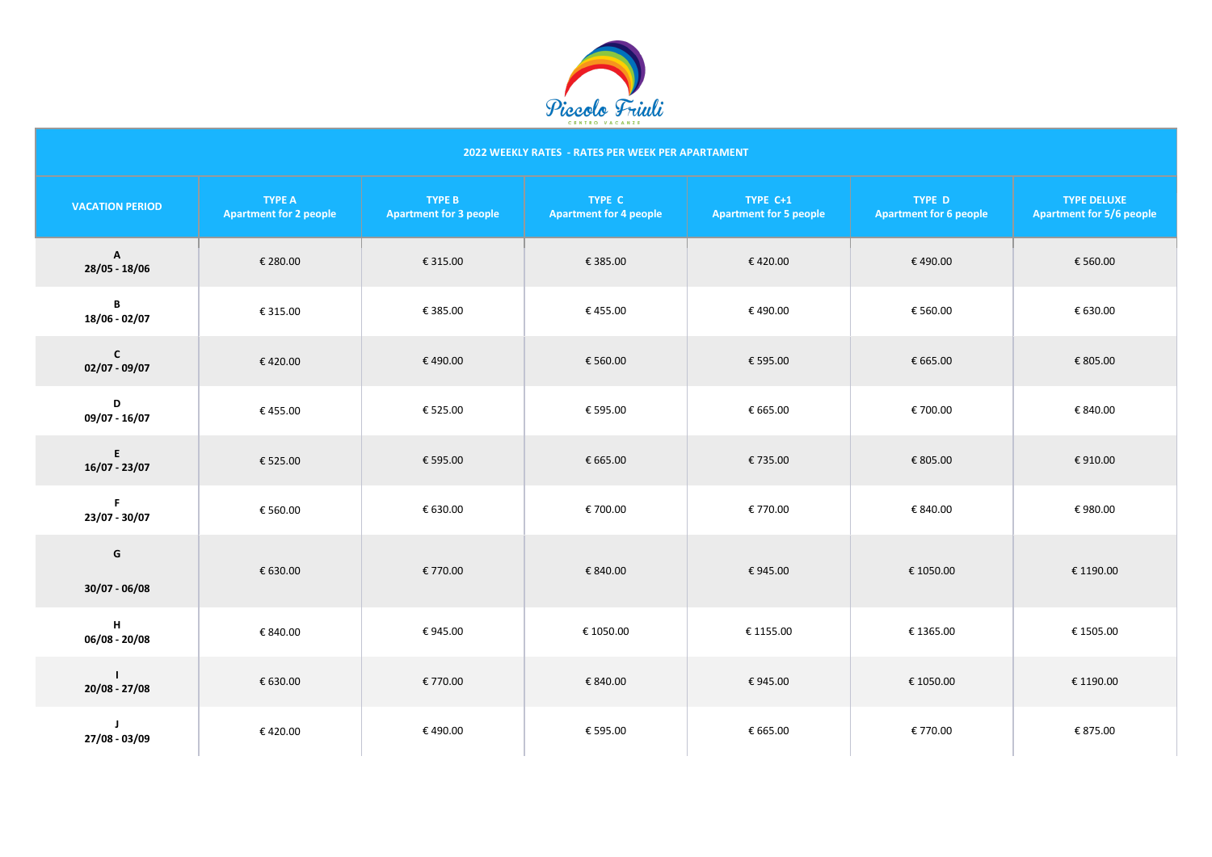Piccolo Friuli

CENTRO VACANZE

| 2022 WEEKLY RATES - RATES PER WEEK PER APARTAMENT | | | | | | |
|---|---|---|---|---|---|---|
| **VACATION PERIOD** | **TYPE A Apartment for 2 people** | **TYPE B Apartment for 3 people** | **TYPE C Apartment for 4 people** | **TYPE C+1 Apartment for 5 people** | **TYPE D Apartment for 6 people** | **TYPE DELUXE Apartment for 5/6 people** |
| **A 28/05 - 18/06** | € 280.00 | € 315.00 | € 385.00 | € 420.00 | € 490.00 | € 560.00 |
| **B 18/06 - 02/07** | € 315.00 | € 385.00 | € 455.00 | € 490.00 | € 560.00 | € 630.00 |
| **C 02/07 - 09/07** | € 420.00 | € 490.00 | € 560.00 | € 595.00 | € 665.00 | € 805.00 |
| **D 09/07 - 16/07** | € 455.00 | € 525.00 | € 595.00 | € 665.00 | € 700.00 | € 840.00 |
| **E 16/07 - 23/07** | € 525.00 | € 595.00 | € 665.00 | € 735.00 | € 805.00 | € 910.00 |
| **F 23/07 - 30/07** | € 560.00 | € 630.00 | € 700.00 | € 770.00 | € 840.00 | € 980.00 |
| **G 30/07 - 06/08** | € 630.00 | € 770.00 | € 840.00 | € 945.00 | € 1050.00 | € 1190.00 |
| **H 06/08 - 20/08** | € 840.00 | € 945.00 | € 1050.00 | € 1155.00 | € 1365.00 | € 1505.00 |
| **I 20/08 - 27/08** | € 630.00 | € 770.00 | € 840.00 | € 945.00 | € 1050.00 | € 1190.00 |
| **J 27/08 - 03/09** | € 420.00 | € 490.00 | € 595.00 | € 665.00 | € 770.00 | € 875.00 |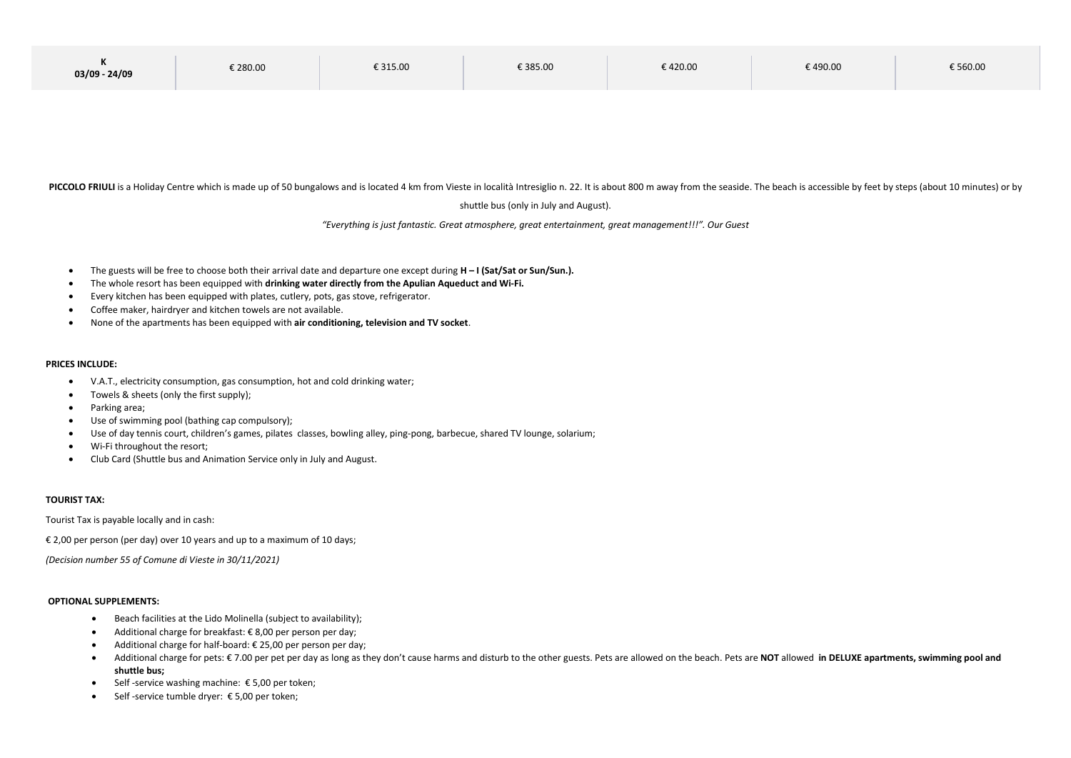| K 03/09 - 24/09 | € 280.00 | € 315.00 | € 385.00 | € 420.00 | € 490.00 | € 560.00 |
|---|---|---|---|---|---|---|

**PICCOLO FRIULI** is a Holiday Centre which is made up of 50 bungalows and is located 4 km from Vieste in località Intresiglio n. 22. It is about 800 m away from the seaside. The beach is accessible by feet by steps (about 10 minutes) or by shuttle bus (only in July and August).

*"Everything is just fantastic. Great atmosphere, great entertainment, great management!!!". Our Guest*

- The guests will be free to choose both their arrival date and departure one except during **H – I (Sat/Sat or Sun/Sun.).**
- The whole resort has been equipped with **drinking water directly from the Apulian Aqueduct and Wi-Fi.**
- Every kitchen has been equipped with plates, cutlery, pots, gas stove, refrigerator.
- Coffee maker, hairdryer and kitchen towels are not available.
- None of the apartments has been equipped with **air conditioning, television and TV socket**.

**PRICES INCLUDE:**

- V.A.T., electricity consumption, gas consumption, hot and cold drinking water;
- Towels & sheets (only the first supply);
- Parking area;
- Use of swimming pool (bathing cap compulsory);
- Use of day tennis court, children's games, pilates classes, bowling alley, ping-pong, barbecue, shared TV lounge, solarium;
- Wi-Fi throughout the resort;
- Club Card (Shuttle bus and Animation Service only in July and August.

**TOURIST TAX:**

Tourist Tax is payable locally and in cash:

€ 2,00 per person (per day) over 10 years and up to a maximum of 10 days;

*(Decision number 55 of Comune di Vieste in 30/11/2021)*

**OPTIONAL SUPPLEMENTS:**

- Beach facilities at the Lido Molinella (subject to availability);
- Additional charge for breakfast: € 8,00 per person per day;
- Additional charge for half-board: € 25,00 per person per day;
- Additional charge for pets: € 7.00 per pet per day as long as they don't cause harms and disturb to the other guests. Pets are allowed on the beach. Pets are **NOT** allowed **in DELUXE apartments, swimming pool and shuttle bus;**
- Self -service washing machine: € 5,00 per token;
- Self -service tumble dryer: € 5,00 per token;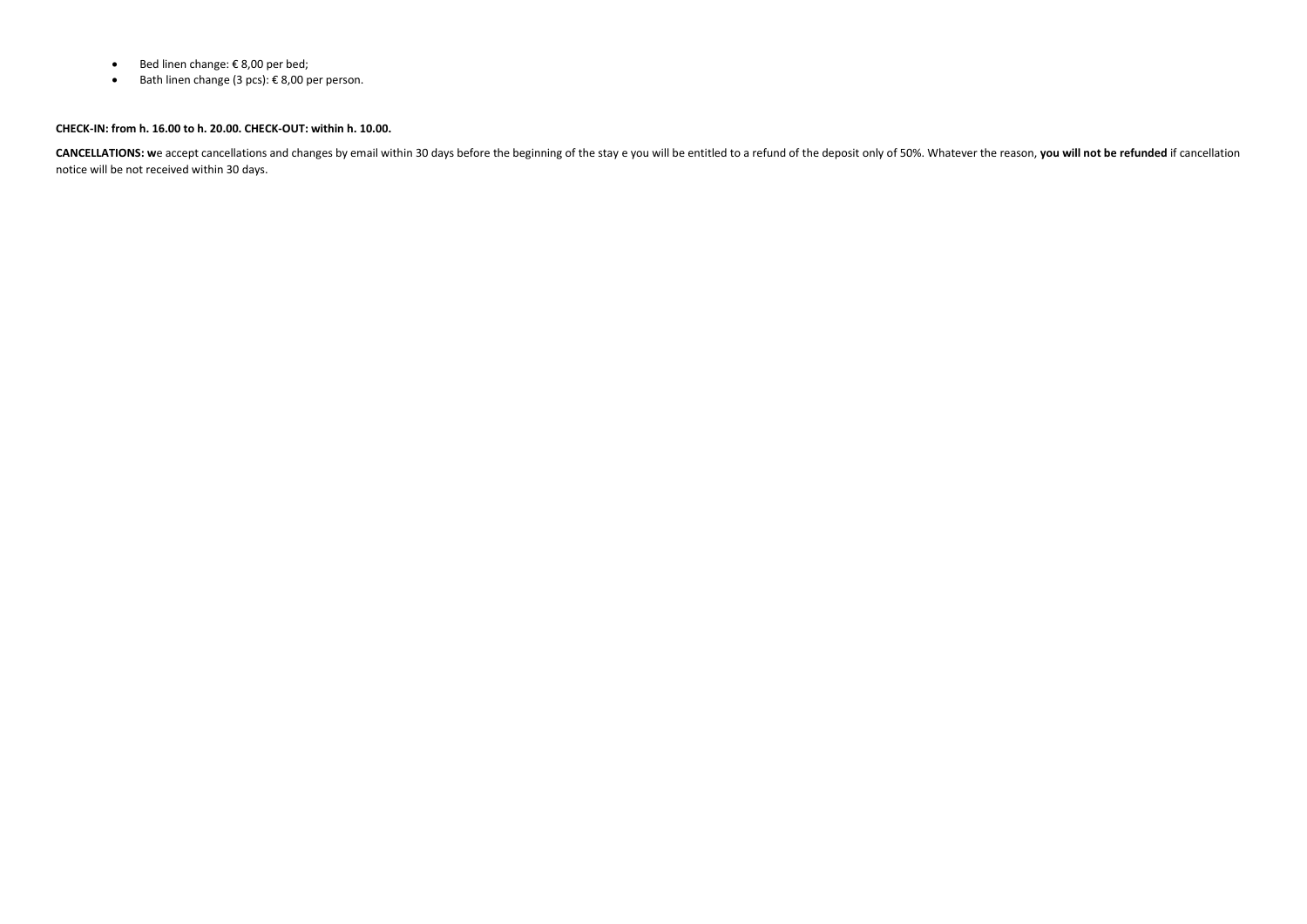- Bed linen change: € 8,00 per bed;
- Bath linen change (3 pcs): € 8,00 per person.

**CHECK-IN: from h. 16.00 to h. 20.00. CHECK-OUT: within h. 10.00.**

**CANCELLATIONS: w**e accept cancellations and changes by email within 30 days before the beginning of the stay e you will be entitled to a refund of the deposit only of 50%. Whatever the reason, **you will not be refunded** if cancellation notice will be not received within 30 days.